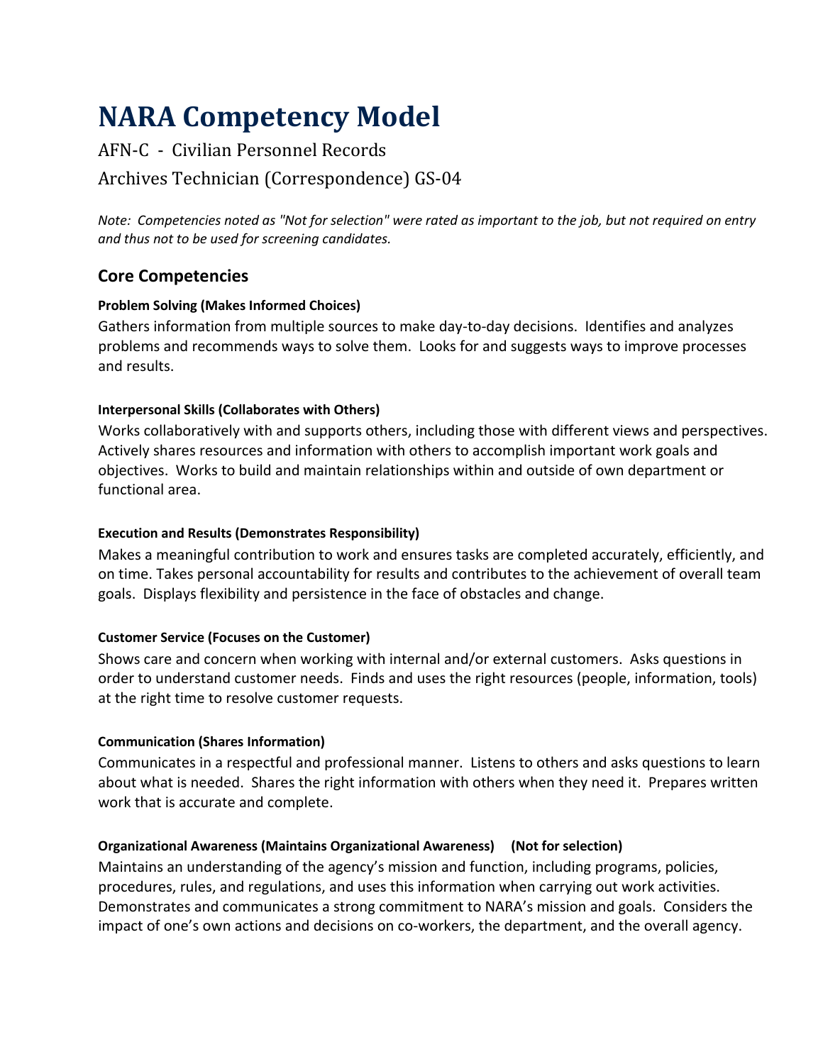# NARA Competency Model

AFN-C - Civilian Personnel Records

Archives Technician (Correspondence) GS-04

*Note: Competencies noted as "Not for selection" were rated as important to the job, but not required on entry and thus not to be used for screening candidates.*

## Core Competencies

#### Problem Solving (Makes Informed Choices)

Gathers information from multiple sources to make day-to-day decisions. Identifies and analyzes problems and recommends ways to solve them. Looks for and suggests ways to improve processes and results.

#### Interpersonal Skills (Collaborates with Others)

Works collaboratively with and supports others, including those with different views and perspectives. Actively shares resources and information with others to accomplish important work goals and objectives. Works to build and maintain relationships within and outside of own department or functional area.

#### Execution and Results (Demonstrates Responsibility)

Makes a meaningful contribution to work and ensures tasks are completed accurately, efficiently, and on time. Takes personal accountability for results and contributes to the achievement of overall team goals. Displays flexibility and persistence in the face of obstacles and change.

#### Customer Service (Focuses on the Customer)

Shows care and concern when working with internal and/or external customers. Asks questions in order to understand customer needs. Finds and uses the right resources (people, information, tools) at the right time to resolve customer requests.

#### Communication (Shares Information)

Communicates in a respectful and professional manner. Listens to others and asks questions to learn about what is needed. Shares the right information with others when they need it. Prepares written work that is accurate and complete.

#### Organizational Awareness (Maintains Organizational Awareness) (Not for selection)

Maintains an understanding of the agency's mission and function, including programs, policies, procedures, rules, and regulations, and uses this information when carrying out work activities. Demonstrates and communicates a strong commitment to NARA's mission and goals. Considers the impact of one's own actions and decisions on co-workers, the department, and the overall agency.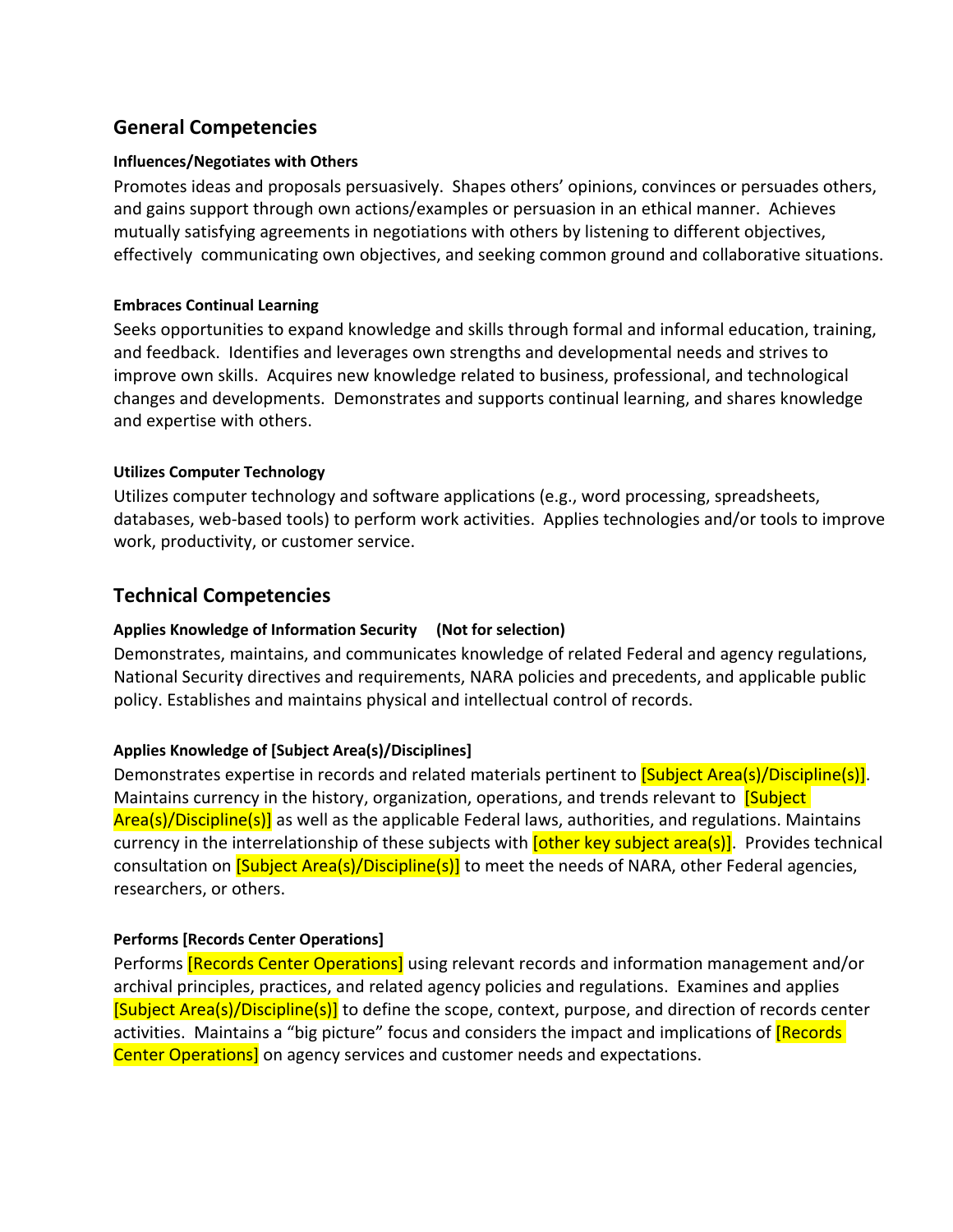## General Competencies

### Influences/Negotiates with Others

Promotes ideas and proposals persuasively. Shapes others' opinions, convinces or persuades others, and gains support through own actions/examples or persuasion in an ethical manner. Achieves mutually satisfying agreements in negotiations with others by listening to different objectives, effectively communicating own objectives, and seeking common ground and collaborative situations.

### Embraces Continual Learning

Seeks opportunities to expand knowledge and skills through formal and informal education, training, and feedback. Identifies and leverages own strengths and developmental needs and strives to improve own skills. Acquires new knowledge related to business, professional, and technological changes and developments. Demonstrates and supports continual learning, and shares knowledge and expertise with others.

### Utilizes Computer Technology

Utilizes computer technology and software applications (e.g., word processing, spreadsheets, databases, web-based tools) to perform work activities. Applies technologies and/or tools to improve work, productivity, or customer service.

## Technical Competencies

### Applies Knowledge of Information Security (Not for selection)

Demonstrates, maintains, and communicates knowledge of related Federal and agency regulations, National Security directives and requirements, NARA policies and precedents, and applicable public policy. Establishes and maintains physical and intellectual control of records.

### Applies Knowledge of [Subject Area(s)/Disciplines]

Demonstrates expertise in records and related materials pertinent to [Subject Area(s)/Discipline(s)]. Maintains currency in the history, organization, operations, and trends relevant to [Subject Area(s)/Discipline(s)] as well as the applicable Federal laws, authorities, and regulations. Maintains currency in the interrelationship of these subjects with [other key subject area(s)]. Provides technical consultation on [Subject Area(s)/Discipline(s)] to meet the needs of NARA, other Federal agencies, researchers, or others.

### Performs [Records Center Operations]

Performs [Records Center Operations] using relevant records and information management and/or archival principles, practices, and related agency policies and regulations. Examines and applies [Subject Area(s)/Discipline(s)] to define the scope, context, purpose, and direction of records center activities. Maintains a "big picture" focus and considers the impact and implications of [Records Center Operations] on agency services and customer needs and expectations.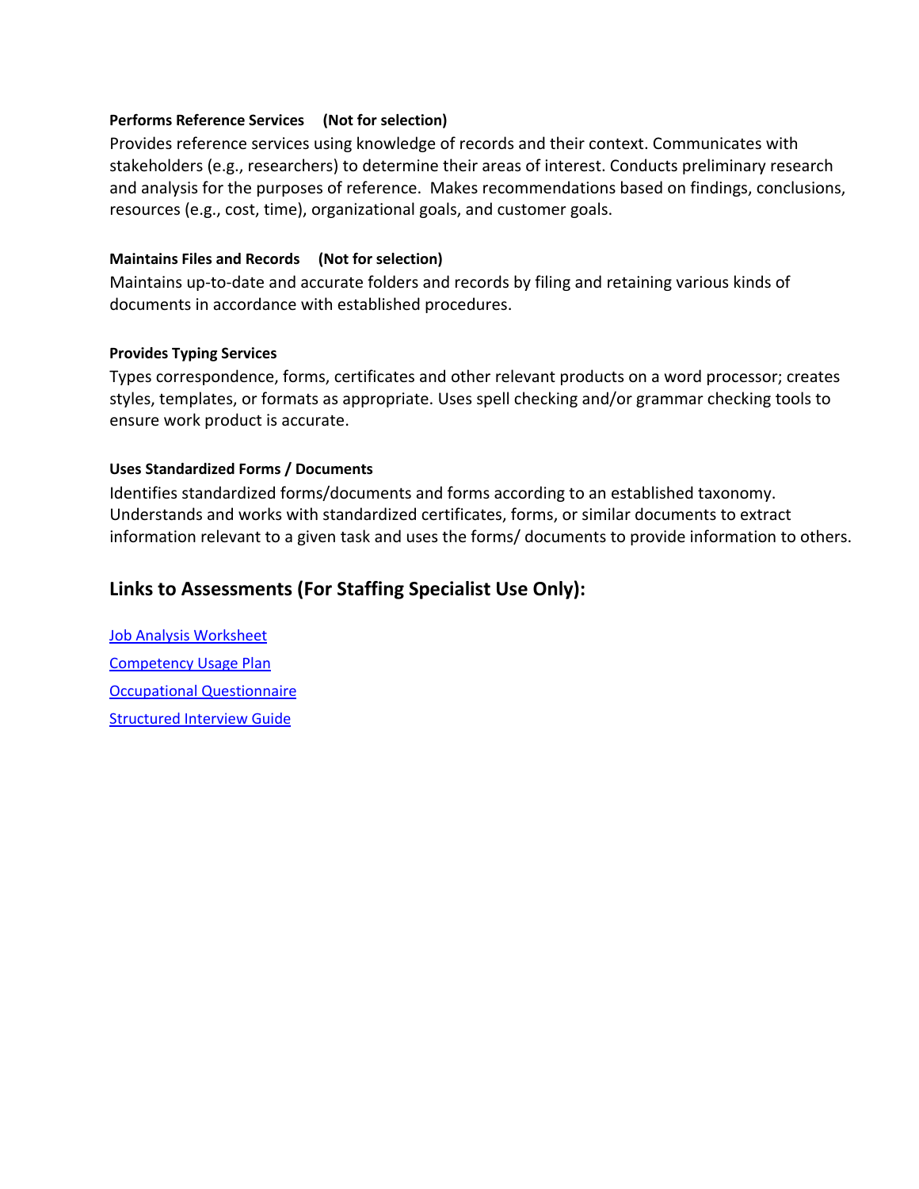**Performs Reference Services (Not for selection)**

Provides reference services using knowledge of records and their context. Communicates with stakeholders (e.g., researchers) to determine their areas of interest. Conducts preliminary research and analysis for the purposes of reference. Makes recommendations based on findings, conclusions, resources (e.g., cost, time), organizational goals, and customer goals.

**Maintains Files and Records (Not for selection)**

Maintains up-to-date and accurate folders and records by filing and retaining various kinds of documents in accordance with established procedures.

**Provides Typing Services**

Types correspondence, forms, certificates and other relevant products on a word processor; creates styles, templates, or formats as appropriate. Uses spell checking and/or grammar checking tools to ensure work product is accurate.

**Uses Standardized Forms / Documents**

Identifies standardized forms/documents and forms according to an established taxonomy. Understands and works with standardized certificates, forms, or similar documents to extract information relevant to a given task and uses the forms/ documents to provide information to others.

## Links to Assessments (For Staffing Specialist Use Only):

Job Analysis Worksheet

Competency Usage Plan

Occupational Questionnaire

Structured Interview Guide